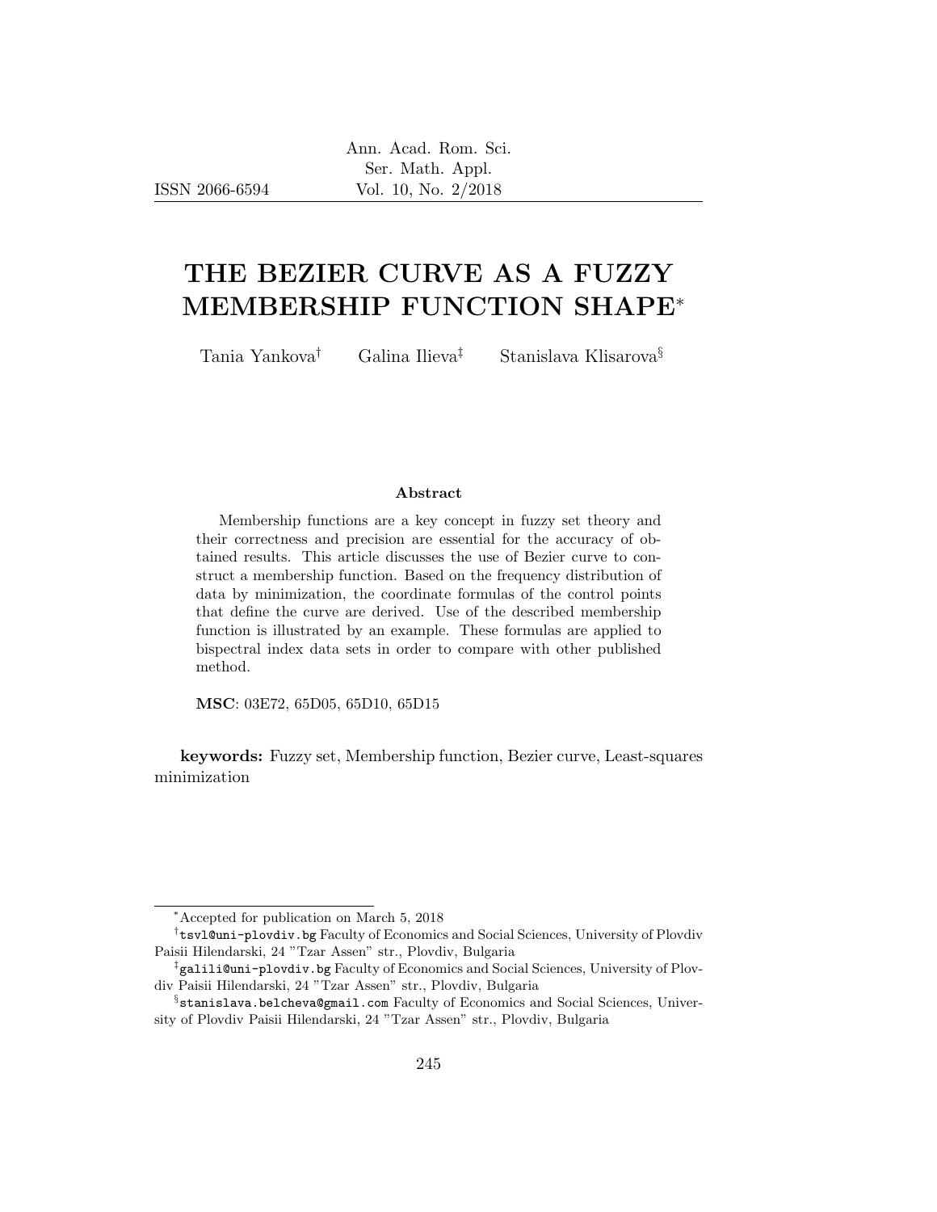# THE BEZIER CURVE AS A FUZZY MEMBERSHIP FUNCTION SHAPE*

Tania Yankova† Galina Ilieva‡ Stanislava Klisarova§

### Abstract

Membership functions are a key concept in fuzzy set theory and their correctness and precision are essential for the accuracy of obtained results. This article discusses the use of Bezier curve to construct a membership function. Based on the frequency distribution of data by minimization, the coordinate formulas of the control points that define the curve are derived. Use of the described membership function is illustrated by an example. These formulas are applied to bispectral index data sets in order to compare with other published method.

**MSC**: 03E72, 65D05, 65D10, 65D15

**keywords:** Fuzzy set, Membership function, Bezier curve, Least-squares minimization

---

*Accepted for publication on March 5, 2018

†`tsvl@uni-plovdiv.bg` Faculty of Economics and Social Sciences, University of Plovdiv Paisii Hilendarski, 24 "Tzar Assen" str., Plovdiv, Bulgaria

‡`galili@uni-plovdiv.bg` Faculty of Economics and Social Sciences, University of Plovdiv Paisii Hilendarski, 24 "Tzar Assen" str., Plovdiv, Bulgaria

§`stanislava.belcheva@gmail.com` Faculty of Economics and Social Sciences, University of Plovdiv Paisii Hilendarski, 24 "Tzar Assen" str., Plovdiv, Bulgaria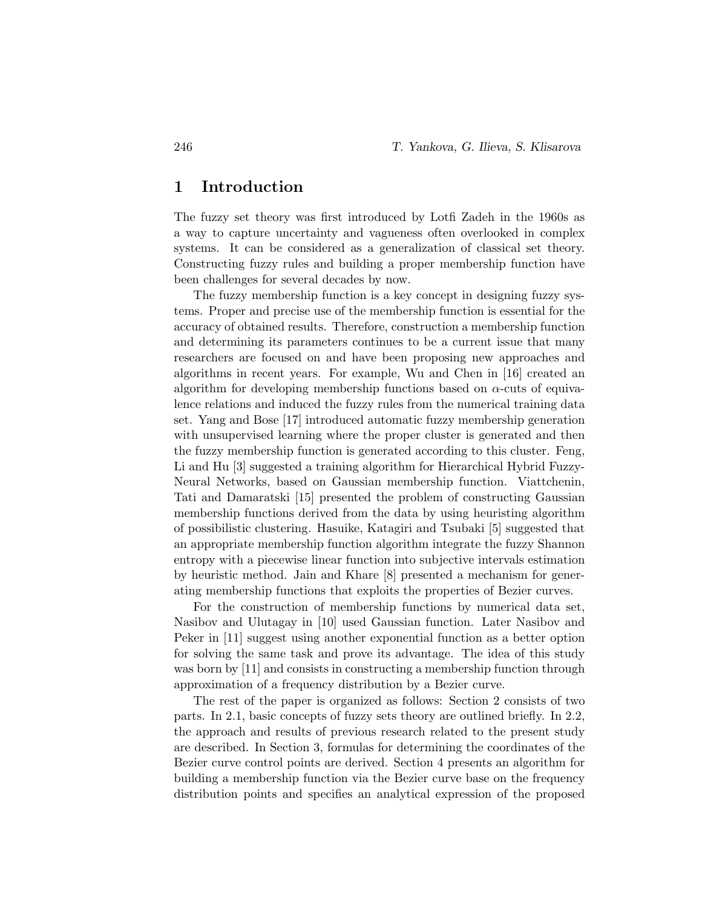# 1 Introduction

The fuzzy set theory was first introduced by Lotfi Zadeh in the 1960s as a way to capture uncertainty and vagueness often overlooked in complex systems. It can be considered as a generalization of classical set theory. Constructing fuzzy rules and building a proper membership function have been challenges for several decades by now.

The fuzzy membership function is a key concept in designing fuzzy systems. Proper and precise use of the membership function is essential for the accuracy of obtained results. Therefore, construction a membership function and determining its parameters continues to be a current issue that many researchers are focused on and have been proposing new approaches and algorithms in recent years. For example, Wu and Chen in [16] created an algorithm for developing membership functions based on $\alpha$-cuts of equivalence relations and induced the fuzzy rules from the numerical training data set. Yang and Bose [17] introduced automatic fuzzy membership generation with unsupervised learning where the proper cluster is generated and then the fuzzy membership function is generated according to this cluster. Feng, Li and Hu [3] suggested a training algorithm for Hierarchical Hybrid Fuzzy-Neural Networks, based on Gaussian membership function. Viattchenin, Tati and Damaratski [15] presented the problem of constructing Gaussian membership functions derived from the data by using heuristing algorithm of possibilistic clustering. Hasuike, Katagiri and Tsubaki [5] suggested that an appropriate membership function algorithm integrate the fuzzy Shannon entropy with a piecewise linear function into subjective intervals estimation by heuristic method. Jain and Khare [8] presented a mechanism for generating membership functions that exploits the properties of Bezier curves.

For the construction of membership functions by numerical data set, Nasibov and Ulutagay in [10] used Gaussian function. Later Nasibov and Peker in [11] suggest using another exponential function as a better option for solving the same task and prove its advantage. The idea of this study was born by [11] and consists in constructing a membership function through approximation of a frequency distribution by a Bezier curve.

The rest of the paper is organized as follows: Section 2 consists of two parts. In 2.1, basic concepts of fuzzy sets theory are outlined briefly. In 2.2, the approach and results of previous research related to the present study are described. In Section 3, formulas for determining the coordinates of the Bezier curve control points are derived. Section 4 presents an algorithm for building a membership function via the Bezier curve base on the frequency distribution points and specifies an analytical expression of the proposed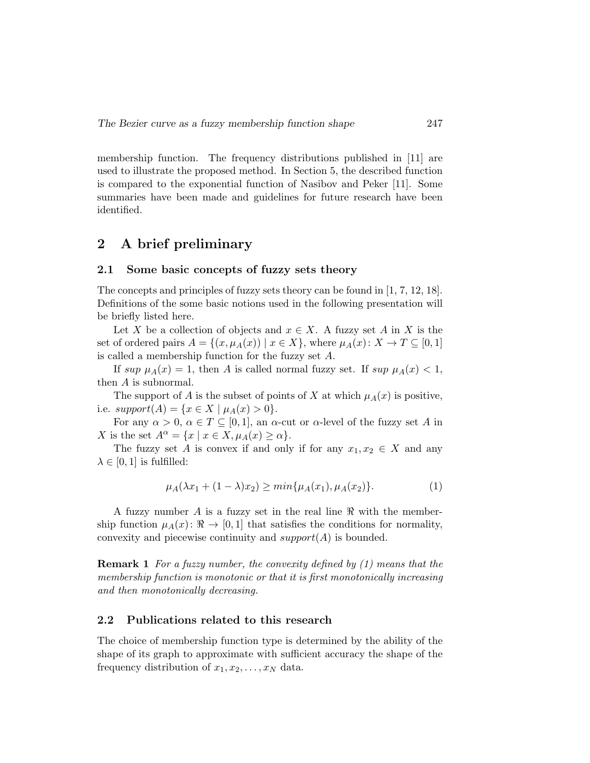membership function. The frequency distributions published in [11] are used to illustrate the proposed method. In Section 5, the described function is compared to the exponential function of Nasibov and Peker [11]. Some summaries have been made and guidelines for future research have been identified.

## 2 A brief preliminary

### 2.1 Some basic concepts of fuzzy sets theory

The concepts and principles of fuzzy sets theory can be found in [1, 7, 12, 18]. Definitions of the some basic notions used in the following presentation will be briefly listed here.

Let $X$ be a collection of objects and $x \in X$. A fuzzy set $A$ in $X$ is the set of ordered pairs $A = \{(x, \mu_A(x)) \mid x \in X\}$, where $\mu_A(x) \colon X \to T \subseteq [0, 1]$ is called a membership function for the fuzzy set $A$.

If $sup\ \mu_A(x) = 1$, then $A$ is called normal fuzzy set. If $sup\ \mu_A(x) < 1$, then $A$ is subnormal.

The support of $A$ is the subset of points of $X$ at which $\mu_A(x)$ is positive, i.e. $support(A) = \{x \in X \mid \mu_A(x) > 0\}$.

For any $\alpha > 0$, $\alpha \in T \subseteq [0, 1]$, an $\alpha$-cut or $\alpha$-level of the fuzzy set $A$ in $X$ is the set $A^\alpha = \{x \mid x \in X, \mu_A(x) \geq \alpha\}$.

The fuzzy set $A$ is convex if and only if for any $x_1, x_2 \in X$ and any $\lambda \in [0, 1]$ is fulfilled:

$$\mu_A(\lambda x_1 + (1 - \lambda)x_2) \geq min\{\mu_A(x_1), \mu_A(x_2)\}. \tag{1}$$

A fuzzy number $A$ is a fuzzy set in the real line $\Re$ with the membership function $\mu_A(x) \colon \Re \to [0, 1]$ that satisfies the conditions for normality, convexity and piecewise continuity and $support(A)$ is bounded.

**Remark 1** *For a fuzzy number, the convexity defined by (1) means that the membership function is monotonic or that it is first monotonically increasing and then monotonically decreasing.*

### 2.2 Publications related to this research

The choice of membership function type is determined by the ability of the shape of its graph to approximate with sufficient accuracy the shape of the frequency distribution of $x_1, x_2, \ldots, x_N$ data.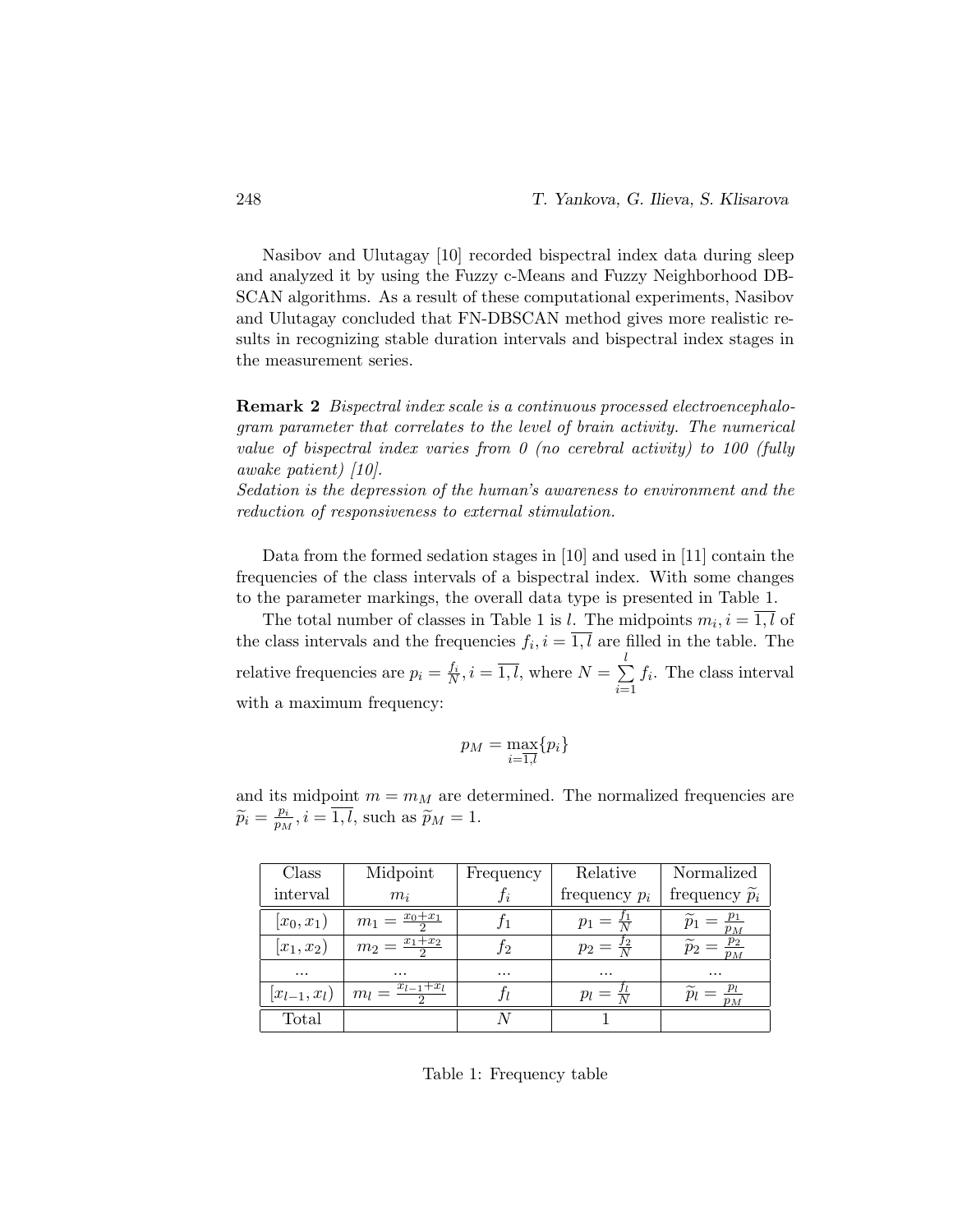Nasibov and Ulutagay [10] recorded bispectral index data during sleep and analyzed it by using the Fuzzy c-Means and Fuzzy Neighborhood DBSCAN algorithms. As a result of these computational experiments, Nasibov and Ulutagay concluded that FN-DBSCAN method gives more realistic results in recognizing stable duration intervals and bispectral index stages in the measurement series.

**Remark 2** *Bispectral index scale is a continuous processed electroencephalogram parameter that correlates to the level of brain activity. The numerical value of bispectral index varies from 0 (no cerebral activity) to 100 (fully awake patient) [10].*
*Sedation is the depression of the human's awareness to environment and the reduction of responsiveness to external stimulation.*

Data from the formed sedation stages in [10] and used in [11] contain the frequencies of the class intervals of a bispectral index. With some changes to the parameter markings, the overall data type is presented in Table 1.

The total number of classes in Table 1 is $l$. The midpoints $m_i, i = \overline{1,l}$ of the class intervals and the frequencies $f_i, i = \overline{1,l}$ are filled in the table. The relative frequencies are $p_i = \frac{f_i}{N}, i = \overline{1,l}$, where $N = \sum\limits_{i=1}^{l} f_i$. The class interval with a maximum frequency:

$$p_M = \max_{i=\overline{1,l}}\{p_i\}$$

and its midpoint $m = m_M$ are determined. The normalized frequencies are $\widetilde{p}_i = \frac{p_i}{p_M}, i = \overline{1,l}$, such as $\widetilde{p}_M = 1$.

| Class interval | Midpoint $m_i$ | Frequency $f_i$ | Relative frequency $p_i$ | Normalized frequency $\widetilde{p}_i$ |
|---|---|---|---|---|
| $[x_0, x_1)$ | $m_1 = \frac{x_0+x_1}{2}$ | $f_1$ | $p_1 = \frac{f_1}{N}$ | $\widetilde{p}_1 = \frac{p_1}{p_M}$ |
| $[x_1, x_2)$ | $m_2 = \frac{x_1+x_2}{2}$ | $f_2$ | $p_2 = \frac{f_2}{N}$ | $\widetilde{p}_2 = \frac{p_2}{p_M}$ |
| ... | ... | ... | ... | ... |
| $[x_{l-1}, x_l)$ | $m_l = \frac{x_{l-1}+x_l}{2}$ | $f_l$ | $p_l = \frac{f_l}{N}$ | $\widetilde{p}_l = \frac{p_l}{p_M}$ |
| Total | | $N$ | 1 | |

Table 1: Frequency table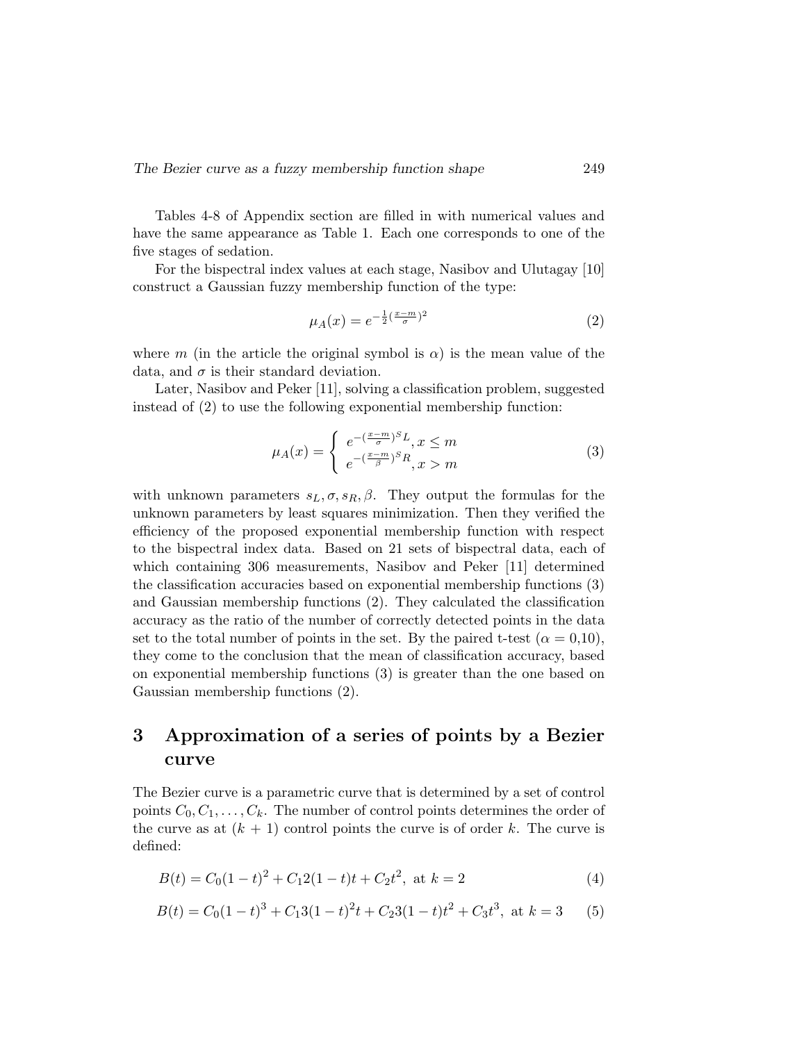Tables 4-8 of Appendix section are filled in with numerical values and have the same appearance as Table 1. Each one corresponds to one of the five stages of sedation.

For the bispectral index values at each stage, Nasibov and Ulutagay [10] construct a Gaussian fuzzy membership function of the type:

$$\mu_A(x) = e^{-\frac{1}{2}(\frac{x-m}{\sigma})^2} \tag{2}$$

where $m$ (in the article the original symbol is $\alpha$) is the mean value of the data, and $\sigma$ is their standard deviation.

Later, Nasibov and Peker [11], solving a classification problem, suggested instead of (2) to use the following exponential membership function:

$$\mu_A(x) = \begin{cases} e^{-(\frac{x-m}{\sigma})^{S_L}}, x \leq m \\ e^{-(\frac{x-m}{\beta})^{S_R}}, x > m \end{cases} \tag{3}$$

with unknown parameters $s_L, \sigma, s_R, \beta$. They output the formulas for the unknown parameters by least squares minimization. Then they verified the efficiency of the proposed exponential membership function with respect to the bispectral index data. Based on 21 sets of bispectral data, each of which containing 306 measurements, Nasibov and Peker [11] determined the classification accuracies based on exponential membership functions (3) and Gaussian membership functions (2). They calculated the classification accuracy as the ratio of the number of correctly detected points in the data set to the total number of points in the set. By the paired t-test ($\alpha = 0{,}10$), they come to the conclusion that the mean of classification accuracy, based on exponential membership functions (3) is greater than the one based on Gaussian membership functions (2).

# 3 Approximation of a series of points by a Bezier curve

The Bezier curve is a parametric curve that is determined by a set of control points $C_0, C_1, \ldots, C_k$. The number of control points determines the order of the curve as at $(k+1)$ control points the curve is of order $k$. The curve is defined:

$$B(t) = C_0(1-t)^2 + C_1 2(1-t)t + C_2 t^2, \text{ at } k = 2 \tag{4}$$

$$B(t) = C_0(1-t)^3 + C_1 3(1-t)^2 t + C_2 3(1-t)t^2 + C_3 t^3, \text{ at } k = 3 \tag{5}$$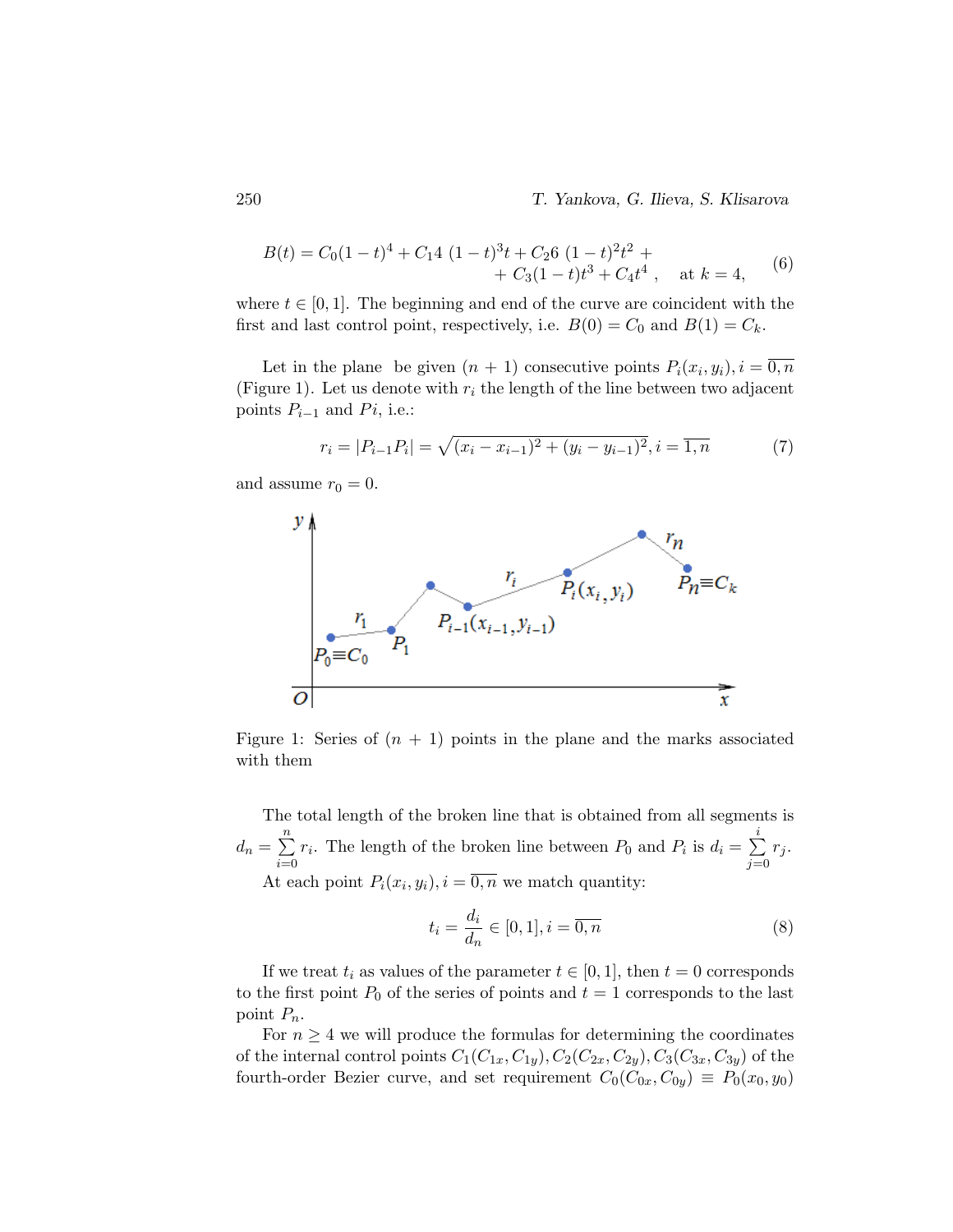$$B(t) = C_0(1-t)^4 + C_1 4\ (1-t)^3 t + C_2 6\ (1-t)^2 t^2 + \\ + C_3 (1-t) t^3 + C_4 t^4\ , \quad \text{at } k = 4, \tag{6}$$

where $t \in [0,1]$. The beginning and end of the curve are coincident with the first and last control point, respectively, i.e. $B(0) = C_0$ and $B(1) = C_k$.

Let in the plane be given $(n+1)$ consecutive points $P_i(x_i, y_i), i = \overline{0,n}$ (Figure 1). Let us denote with $r_i$ the length of the line between two adjacent points $P_{i-1}$ and $Pi$, i.e.:

$$r_i = |P_{i-1}P_i| = \sqrt{(x_i - x_{i-1})^2 + (y_i - y_{i-1})^2}, i = \overline{1,n} \tag{7}$$

and assume $r_0 = 0$.

Figure 1: Series of $(n+1)$ points in the plane and the marks associated with them

The total length of the broken line that is obtained from all segments is $d_n = \sum_{i=0}^{n} r_i$. The length of the broken line between $P_0$ and $P_i$ is $d_i = \sum_{j=0}^{i} r_j$.

At each point $P_i(x_i, y_i), i = \overline{0,n}$ we match quantity:

$$t_i = \frac{d_i}{d_n} \in [0,1], i = \overline{0,n} \tag{8}$$

If we treat $t_i$ as values of the parameter $t \in [0,1]$, then $t = 0$ corresponds to the first point $P_0$ of the series of points and $t = 1$ corresponds to the last point $P_n$.

For $n \geq 4$ we will produce the formulas for determining the coordinates of the internal control points $C_1(C_{1x}, C_{1y}), C_2(C_{2x}, C_{2y}), C_3(C_{3x}, C_{3y})$ of the fourth-order Bezier curve, and set requirement $C_0(C_{0x}, C_{0y}) \equiv P_0(x_0, y_0)$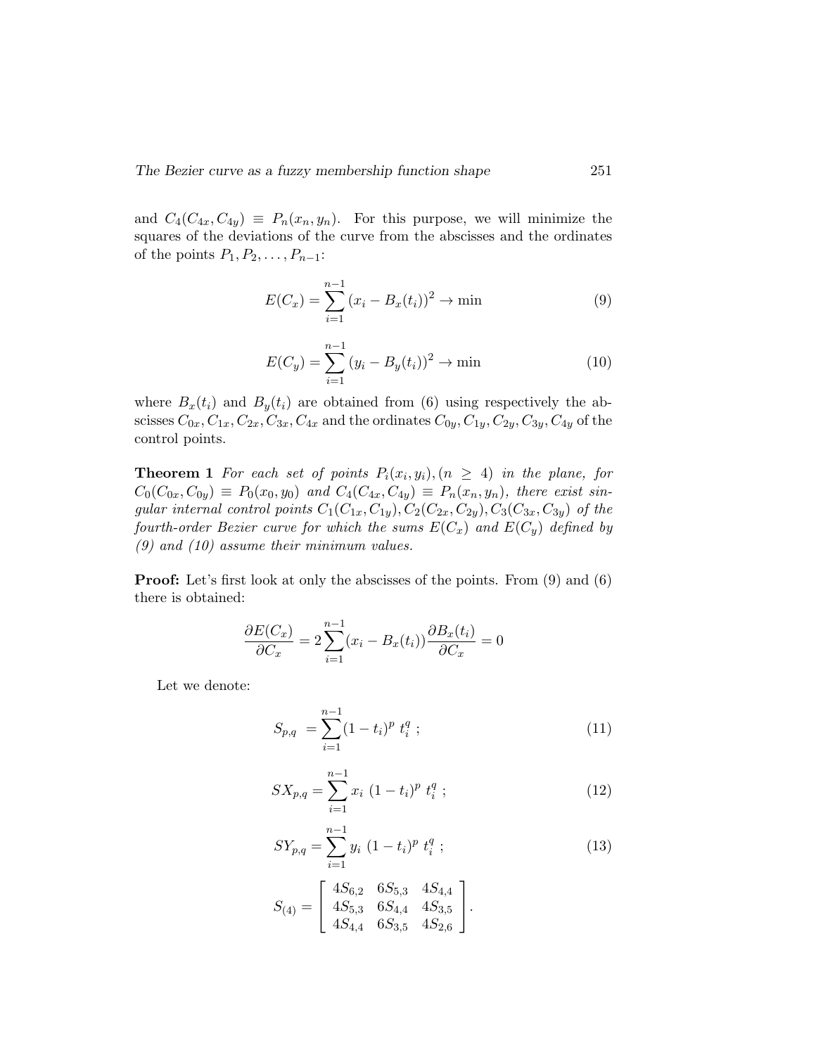and $C_4(C_{4x}, C_{4y}) \equiv P_n(x_n, y_n)$. For this purpose, we will minimize the squares of the deviations of the curve from the abscisses and the ordinates of the points $P_1, P_2, \ldots, P_{n-1}$:

$$E(C_x) = \sum_{i=1}^{n-1} (x_i - B_x(t_i))^2 \to \min \tag{9}$$

$$E(C_y) = \sum_{i=1}^{n-1} (y_i - B_y(t_i))^2 \to \min \tag{10}$$

where $B_x(t_i)$ and $B_y(t_i)$ are obtained from (6) using respectively the abscisses $C_{0x}, C_{1x}, C_{2x}, C_{3x}, C_{4x}$ and the ordinates $C_{0y}, C_{1y}, C_{2y}, C_{3y}, C_{4y}$ of the control points.

**Theorem 1** *For each set of points $P_i(x_i, y_i), (n \geq 4)$ in the plane, for $C_0(C_{0x}, C_{0y}) \equiv P_0(x_0, y_0)$ and $C_4(C_{4x}, C_{4y}) \equiv P_n(x_n, y_n)$, there exist singular internal control points $C_1(C_{1x}, C_{1y}), C_2(C_{2x}, C_{2y}), C_3(C_{3x}, C_{3y})$ of the fourth-order Bezier curve for which the sums $E(C_x)$ and $E(C_y)$ defined by (9) and (10) assume their minimum values.*

**Proof:** Let's first look at only the abscisses of the points. From (9) and (6) there is obtained:

$$\frac{\partial E(C_x)}{\partial C_x} = 2\sum_{i=1}^{n-1}(x_i - B_x(t_i))\frac{\partial B_x(t_i)}{\partial C_x} = 0$$

Let we denote:

$$S_{p,q} = \sum_{i=1}^{n-1}(1-t_i)^p \; t_i^q \; ; \tag{11}$$

$$SX_{p,q} = \sum_{i=1}^{n-1} x_i \; (1-t_i)^p \; t_i^q \; ; \tag{12}$$

$$SY_{p,q} = \sum_{i=1}^{n-1} y_i \; (1-t_i)^p \; t_i^q \; ; \tag{13}$$

$$S_{(4)} = \begin{bmatrix} 4S_{6,2} & 6S_{5,3} & 4S_{4,4} \\ 4S_{5,3} & 6S_{4,4} & 4S_{3,5} \\ 4S_{4,4} & 6S_{3,5} & 4S_{2,6} \end{bmatrix}.$$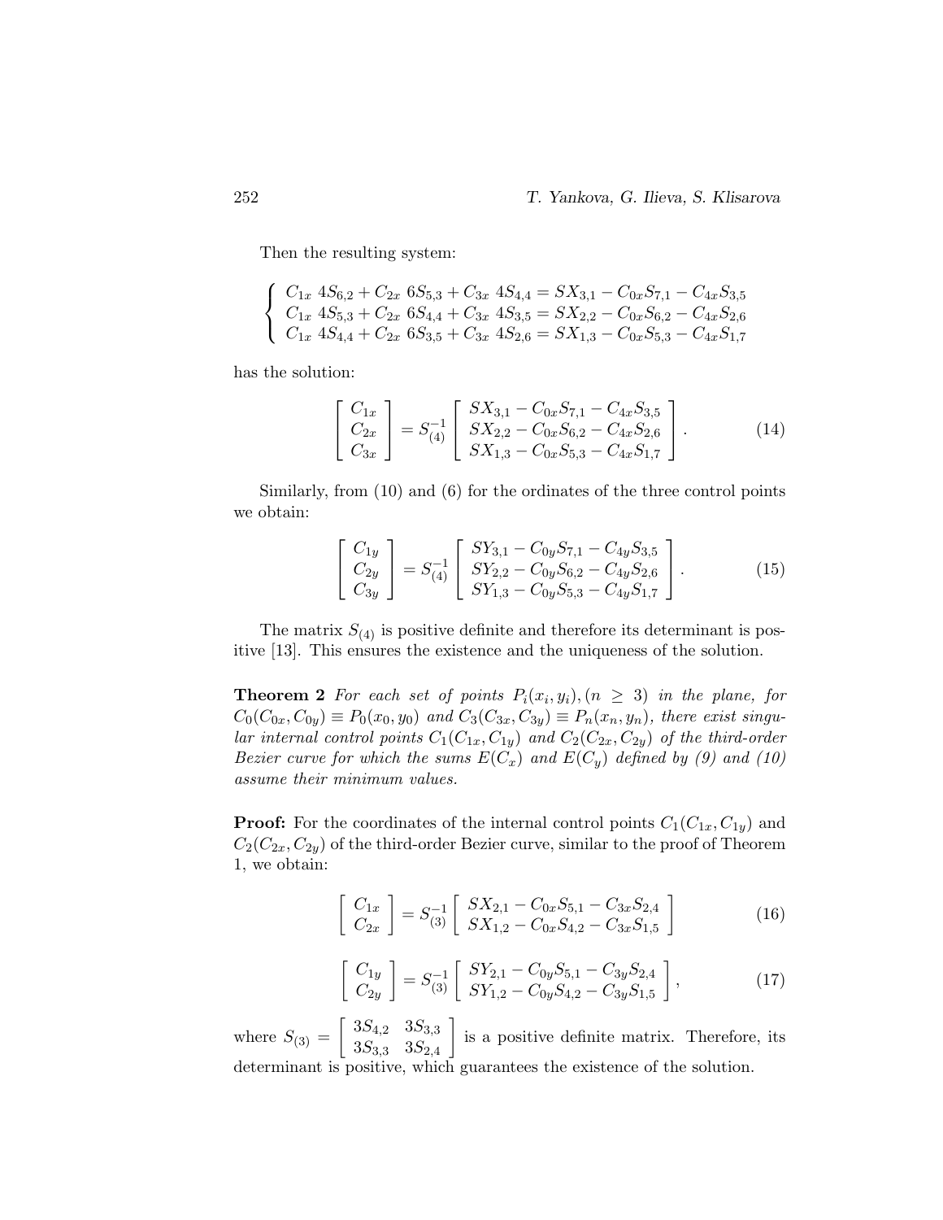Then the resulting system:

$$
\left\{
\begin{array}{l}
C_{1x}\ 4S_{6,2} + C_{2x}\ 6S_{5,3} + C_{3x}\ 4S_{4,4} = SX_{3,1} - C_{0x}S_{7,1} - C_{4x}S_{3,5} \\
C_{1x}\ 4S_{5,3} + C_{2x}\ 6S_{4,4} + C_{3x}\ 4S_{3,5} = SX_{2,2} - C_{0x}S_{6,2} - C_{4x}S_{2,6} \\
C_{1x}\ 4S_{4,4} + C_{2x}\ 6S_{3,5} + C_{3x}\ 4S_{2,6} = SX_{1,3} - C_{0x}S_{5,3} - C_{4x}S_{1,7}
\end{array}
\right.
$$

has the solution:

$$
\begin{bmatrix} C_{1x} \\ C_{2x} \\ C_{3x} \end{bmatrix} = S_{(4)}^{-1} \begin{bmatrix} SX_{3,1} - C_{0x}S_{7,1} - C_{4x}S_{3,5} \\ SX_{2,2} - C_{0x}S_{6,2} - C_{4x}S_{2,6} \\ SX_{1,3} - C_{0x}S_{5,3} - C_{4x}S_{1,7} \end{bmatrix}. \tag{14}
$$

Similarly, from (10) and (6) for the ordinates of the three control points we obtain:

$$
\begin{bmatrix} C_{1y} \\ C_{2y} \\ C_{3y} \end{bmatrix} = S_{(4)}^{-1} \begin{bmatrix} SY_{3,1} - C_{0y}S_{7,1} - C_{4y}S_{3,5} \\ SY_{2,2} - C_{0y}S_{6,2} - C_{4y}S_{2,6} \\ SY_{1,3} - C_{0y}S_{5,3} - C_{4y}S_{1,7} \end{bmatrix}. \tag{15}
$$

The matrix $S_{(4)}$ is positive definite and therefore its determinant is positive [13]. This ensures the existence and the uniqueness of the solution.

**Theorem 2** *For each set of points $P_i(x_i, y_i), (n \geq 3)$ in the plane, for $C_0(C_{0x}, C_{0y}) \equiv P_0(x_0, y_0)$ and $C_3(C_{3x}, C_{3y}) \equiv P_n(x_n, y_n)$, there exist singular internal control points $C_1(C_{1x}, C_{1y})$ and $C_2(C_{2x}, C_{2y})$ of the third-order Bezier curve for which the sums $E(C_x)$ and $E(C_y)$ defined by (9) and (10) assume their minimum values.*

**Proof:** For the coordinates of the internal control points $C_1(C_{1x}, C_{1y})$ and $C_2(C_{2x}, C_{2y})$ of the third-order Bezier curve, similar to the proof of Theorem 1, we obtain:

$$
\begin{bmatrix} C_{1x} \\ C_{2x} \end{bmatrix} = S_{(3)}^{-1} \begin{bmatrix} SX_{2,1} - C_{0x}S_{5,1} - C_{3x}S_{2,4} \\ SX_{1,2} - C_{0x}S_{4,2} - C_{3x}S_{1,5} \end{bmatrix} \tag{16}
$$

$$
\begin{bmatrix} C_{1y} \\ C_{2y} \end{bmatrix} = S_{(3)}^{-1} \begin{bmatrix} SY_{2,1} - C_{0y}S_{5,1} - C_{3y}S_{2,4} \\ SY_{1,2} - C_{0y}S_{4,2} - C_{3y}S_{1,5} \end{bmatrix}, \tag{17}
$$

where $S_{(3)} = \begin{bmatrix} 3S_{4,2} & 3S_{3,3} \\ 3S_{3,3} & 3S_{2,4} \end{bmatrix}$ is a positive definite matrix. Therefore, its determinant is positive, which guarantees the existence of the solution.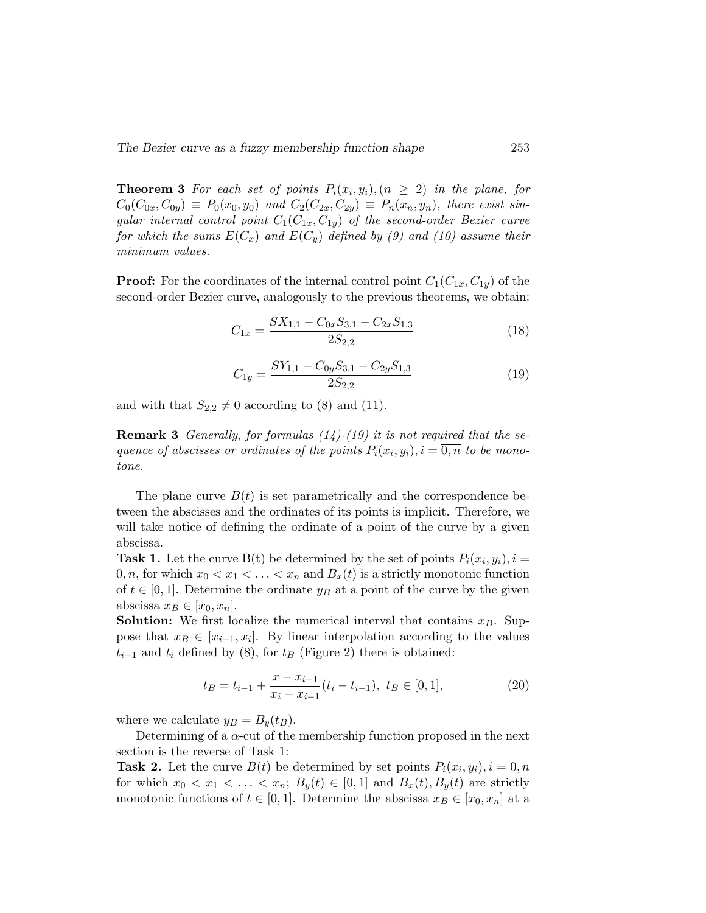**Theorem 3** *For each set of points $P_i(x_i, y_i), (n \geq 2)$ in the plane, for $C_0(C_{0x}, C_{0y}) \equiv P_0(x_0, y_0)$ and $C_2(C_{2x}, C_{2y}) \equiv P_n(x_n, y_n)$, there exist singular internal control point $C_1(C_{1x}, C_{1y})$ of the second-order Bezier curve for which the sums $E(C_x)$ and $E(C_y)$ defined by (9) and (10) assume their minimum values.*

**Proof:** For the coordinates of the internal control point $C_1(C_{1x}, C_{1y})$ of the second-order Bezier curve, analogously to the previous theorems, we obtain:

$$C_{1x} = \frac{SX_{1,1} - C_{0x}S_{3,1} - C_{2x}S_{1,3}}{2S_{2,2}} \tag{18}$$

$$C_{1y} = \frac{SY_{1,1} - C_{0y}S_{3,1} - C_{2y}S_{1,3}}{2S_{2,2}} \tag{19}$$

and with that $S_{2,2} \neq 0$ according to (8) and (11).

**Remark 3** *Generally, for formulas (14)-(19) it is not required that the sequence of abscisses or ordinates of the points $P_i(x_i, y_i), i = \overline{0, n}$ to be monotone.*

The plane curve $B(t)$ is set parametrically and the correspondence between the abscisses and the ordinates of its points is implicit. Therefore, we will take notice of defining the ordinate of a point of the curve by a given abscissa.

**Task 1.** Let the curve B(t) be determined by the set of points $P_i(x_i, y_i), i = \overline{0, n}$, for which $x_0 < x_1 < \ldots < x_n$ and $B_x(t)$ is a strictly monotonic function of $t \in [0, 1]$. Determine the ordinate $y_B$ at a point of the curve by the given abscissa $x_B \in [x_0, x_n]$.

**Solution:** We first localize the numerical interval that contains $x_B$. Suppose that $x_B \in [x_{i-1}, x_i]$. By linear interpolation according to the values $t_{i-1}$ and $t_i$ defined by (8), for $t_B$ (Figure 2) there is obtained:

$$t_B = t_{i-1} + \frac{x - x_{i-1}}{x_i - x_{i-1}}(t_i - t_{i-1}),\ t_B \in [0, 1], \tag{20}$$

where we calculate $y_B = B_y(t_B)$.

Determining of a $\alpha$-cut of the membership function proposed in the next section is the reverse of Task 1:

**Task 2.** Let the curve $B(t)$ be determined by set points $P_i(x_i, y_i), i = \overline{0, n}$ for which $x_0 < x_1 < \ldots < x_n$; $B_y(t) \in [0, 1]$ and $B_x(t), B_y(t)$ are strictly monotonic functions of $t \in [0, 1]$. Determine the abscissa $x_B \in [x_0, x_n]$ at a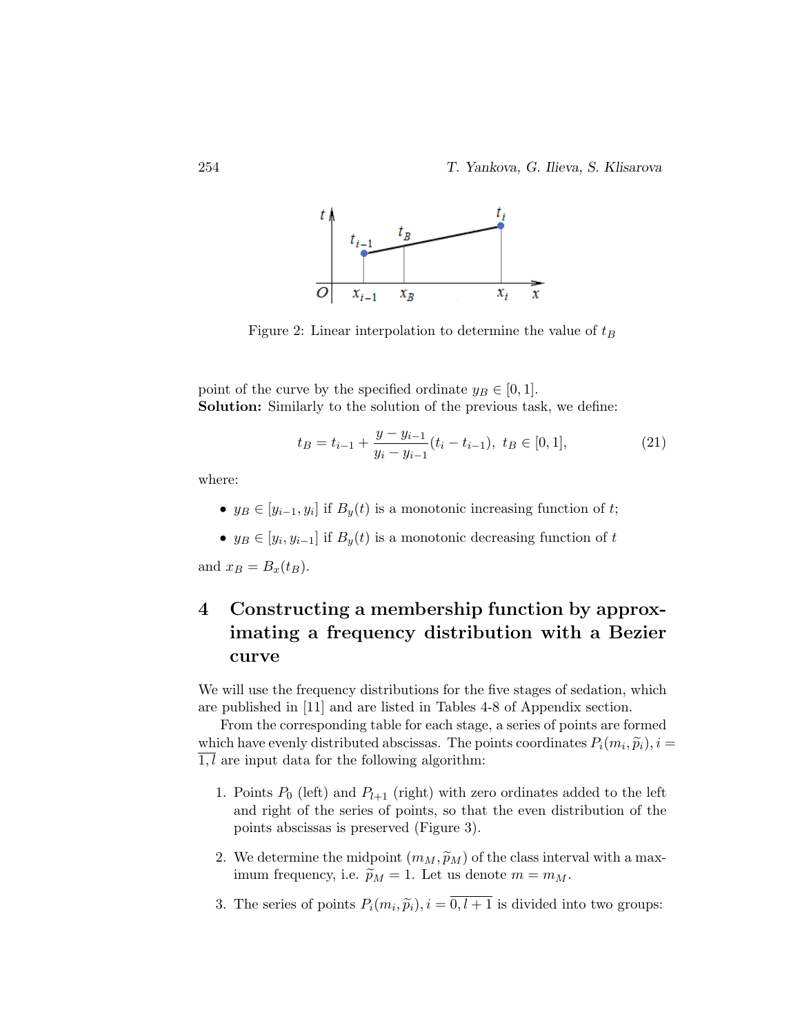Figure 2: Linear interpolation to determine the value of $t_B$

point of the curve by the specified ordinate $y_B \in [0, 1]$.
**Solution:** Similarly to the solution of the previous task, we define:

$$t_B = t_{i-1} + \frac{y - y_{i-1}}{y_i - y_{i-1}}(t_i - t_{i-1}),\ t_B \in [0, 1], \tag{21}$$

where:

- $y_B \in [y_{i-1}, y_i]$ if $B_y(t)$ is a monotonic increasing function of $t$;
- $y_B \in [y_i, y_{i-1}]$ if $B_y(t)$ is a monotonic decreasing function of $t$

and $x_B = B_x(t_B)$.

## 4 Constructing a membership function by approximating a frequency distribution with a Bezier curve

We will use the frequency distributions for the five stages of sedation, which are published in [11] and are listed in Tables 4-8 of Appendix section.

From the corresponding table for each stage, a series of points are formed which have evenly distributed abscissas. The points coordinates $P_i(m_i, \widetilde{p}_i), i = \overline{1, l}$ are input data for the following algorithm:

1. Points $P_0$ (left) and $P_{l+1}$ (right) with zero ordinates added to the left and right of the series of points, so that the even distribution of the points abscissas is preserved (Figure 3).
2. We determine the midpoint $(m_M, \widetilde{p}_M)$ of the class interval with a maximum frequency, i.e. $\widetilde{p}_M = 1$. Let us denote $m = m_M$.
3. The series of points $P_i(m_i, \widetilde{p}_i), i = \overline{0, l+1}$ is divided into two groups: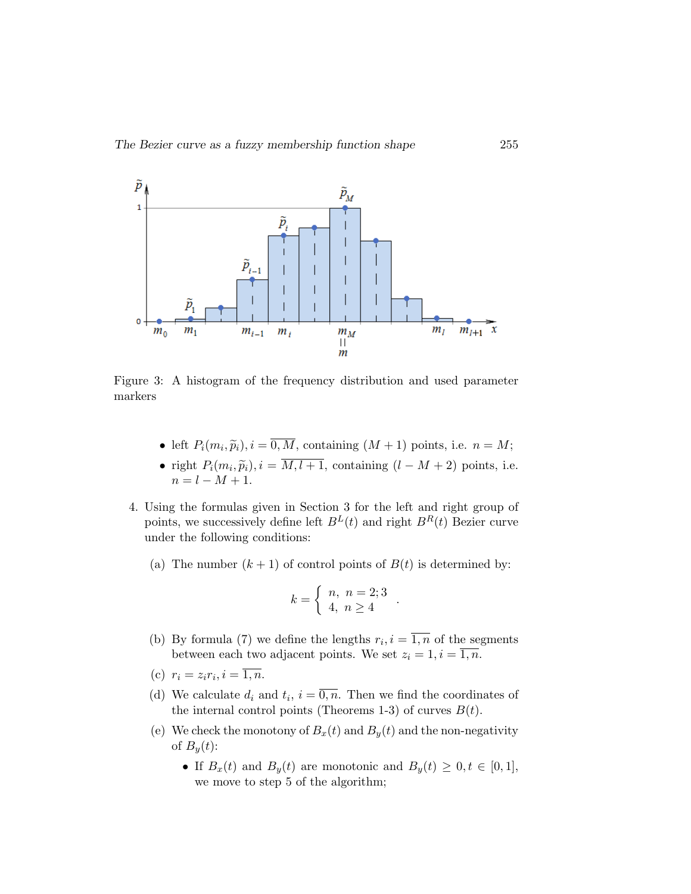Figure 3: A histogram of the frequency distribution and used parameter markers

- left $P_i(m_i, \widetilde{p}_i), i = \overline{0, M}$, containing $(M+1)$ points, i.e. $n = M$;
- right $P_i(m_i, \widetilde{p}_i), i = \overline{M, l+1}$, containing $(l - M + 2)$ points, i.e. $n = l - M + 1$.

4. Using the formulas given in Section 3 for the left and right group of points, we successively define left $B^L(t)$ and right $B^R(t)$ Bezier curve under the following conditions:

   (a) The number $(k+1)$ of control points of $B(t)$ is determined by:

   $$k = \begin{cases} n, & n = 2; 3 \\ 4, & n \geq 4 \end{cases} .$$

   (b) By formula (7) we define the lengths $r_i, i = \overline{1, n}$ of the segments between each two adjacent points. We set $z_i = 1, i = \overline{1, n}$.

   (c) $r_i = z_i r_i, i = \overline{1, n}$.

   (d) We calculate $d_i$ and $t_i$, $i = \overline{0, n}$. Then we find the coordinates of the internal control points (Theorems 1-3) of curves $B(t)$.

   (e) We check the monotony of $B_x(t)$ and $B_y(t)$ and the non-negativity of $B_y(t)$:

   - If $B_x(t)$ and $B_y(t)$ are monotonic and $B_y(t) \geq 0, t \in [0, 1]$, we move to step 5 of the algorithm;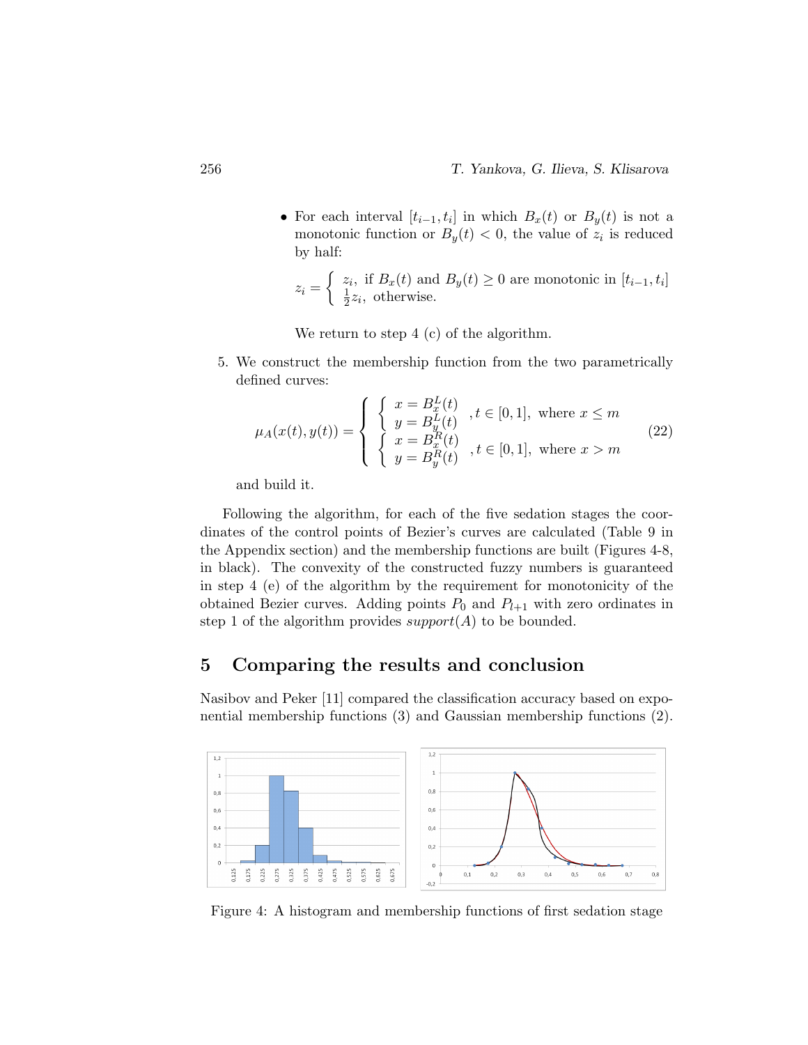- For each interval $[t_{i-1}, t_i]$ in which $B_x(t)$ or $B_y(t)$ is not a monotonic function or $B_y(t) < 0$, the value of $z_i$ is reduced by half:

  $$z_i = \begin{cases} z_i, & \text{if } B_x(t) \text{ and } B_y(t) \geq 0 \text{ are monotonic in } [t_{i-1}, t_i] \\ \frac{1}{2} z_i, & \text{otherwise.} \end{cases}$$

  We return to step 4 (c) of the algorithm.

5. We construct the membership function from the two parametrically defined curves:

$$\mu_A(x(t), y(t)) = \begin{cases} \begin{cases} x = B_x^L(t) \\ y = B_y^L(t) \end{cases} , t \in [0,1], \text{ where } x \leq m \\ \begin{cases} x = B_x^R(t) \\ y = B_y^R(t) \end{cases} , t \in [0,1], \text{ where } x > m \end{cases} \tag{22}$$

and build it.

Following the algorithm, for each of the five sedation stages the coordinates of the control points of Bezier's curves are calculated (Table 9 in the Appendix section) and the membership functions are built (Figures 4-8, in black). The convexity of the constructed fuzzy numbers is guaranteed in step 4 (e) of the algorithm by the requirement for monotonicity of the obtained Bezier curves. Adding points $P_0$ and $P_{l+1}$ with zero ordinates in step 1 of the algorithm provides *support*$(A)$ to be bounded.

## 5 Comparing the results and conclusion

Nasibov and Peker [11] compared the classification accuracy based on exponential membership functions (3) and Gaussian membership functions (2).

Figure 4: A histogram and membership functions of first sedation stage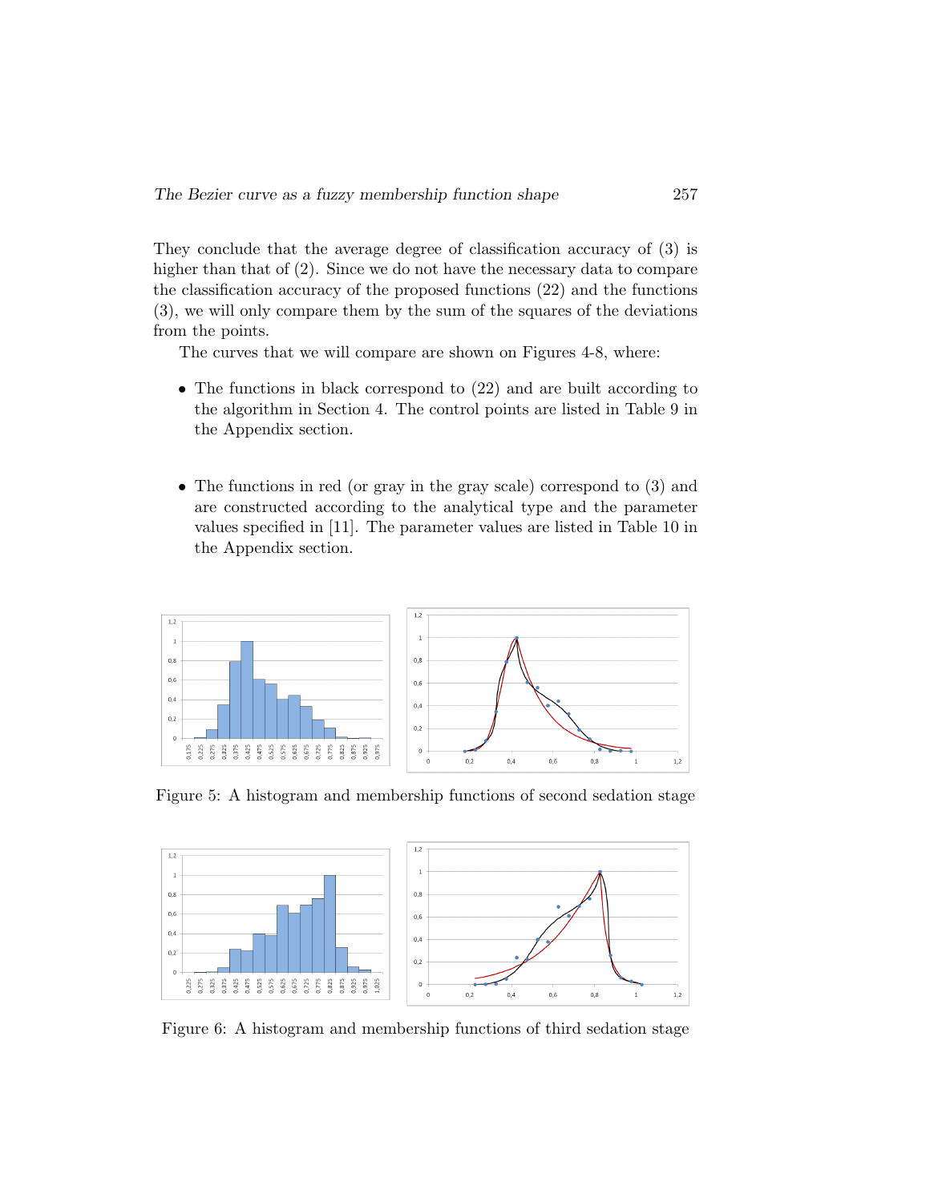They conclude that the average degree of classification accuracy of (3) is higher than that of (2). Since we do not have the necessary data to compare the classification accuracy of the proposed functions (22) and the functions (3), we will only compare them by the sum of the squares of the deviations from the points.

The curves that we will compare are shown on Figures 4-8, where:

- The functions in black correspond to (22) and are built according to the algorithm in Section 4. The control points are listed in Table 9 in the Appendix section.

- The functions in red (or gray in the gray scale) correspond to (3) and are constructed according to the analytical type and the parameter values specified in [11]. The parameter values are listed in Table 10 in the Appendix section.

Figure 5: A histogram and membership functions of second sedation stage

Figure 6: A histogram and membership functions of third sedation stage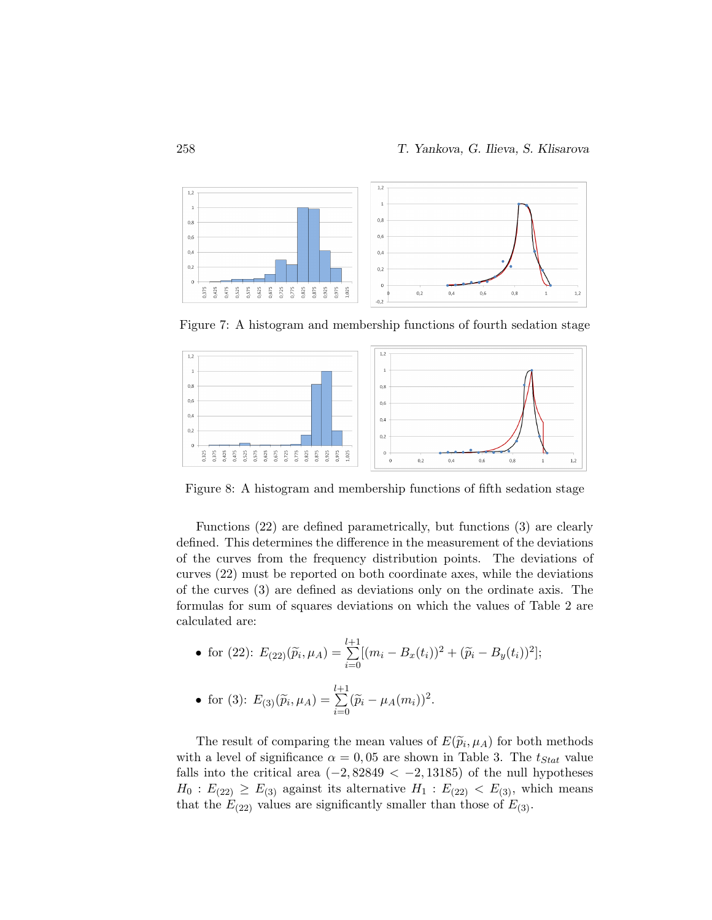Figure 7: A histogram and membership functions of fourth sedation stage

Figure 8: A histogram and membership functions of fifth sedation stage

Functions (22) are defined parametrically, but functions (3) are clearly defined. This determines the difference in the measurement of the deviations of the curves from the frequency distribution points. The deviations of curves (22) must be reported on both coordinate axes, while the deviations of the curves (3) are defined as deviations only on the ordinate axis. The formulas for sum of squares deviations on which the values of Table 2 are calculated are:

- for (22): $E_{(22)}(\widetilde{p}_i, \mu_A) = \sum_{i=0}^{l+1} [(m_i - B_x(t_i))^2 + (\widetilde{p}_i - B_y(t_i))^2]$;

- for (3): $E_{(3)}(\widetilde{p}_i, \mu_A) = \sum_{i=0}^{l+1} (\widetilde{p}_i - \mu_A(m_i))^2$.

The result of comparing the mean values of $E(\widetilde{p}_i, \mu_A)$ for both methods with a level of significance $\alpha = 0,05$ are shown in Table 3. The $t_{Stat}$ value falls into the critical area $(-2,82849 < -2,13185)$ of the null hypotheses $H_0 : E_{(22)} \geq E_{(3)}$ against its alternative $H_1 : E_{(22)} < E_{(3)}$, which means that the $E_{(22)}$ values are significantly smaller than those of $E_{(3)}$.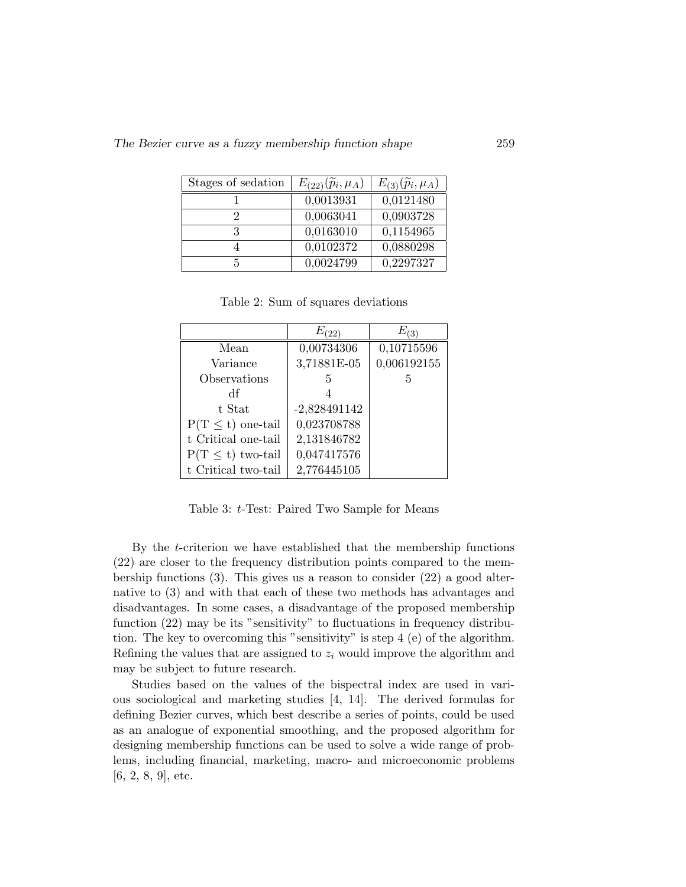| Stages of sedation | $E_{(22)}(\widetilde{p}_i, \mu_A)$ | $E_{(3)}(\widetilde{p}_i, \mu_A)$ |
|---|---|---|
| 1 | 0,0013931 | 0,0121480 |
| 2 | 0,0063041 | 0,0903728 |
| 3 | 0,0163010 | 0,1154965 |
| 4 | 0,0102372 | 0,0880298 |
| 5 | 0,0024799 | 0,2297327 |

Table 2: Sum of squares deviations

| | $E_{(22)}$ | $E_{(3)}$ |
|---|---|---|
| Mean | 0,00734306 | 0,10715596 |
| Variance | 3,71881E-05 | 0,006192155 |
| Observations | 5 | 5 |
| df | 4 | |
| t Stat | -2,828491142 | |
| P(T $\leq$ t) one-tail | 0,023708788 | |
| t Critical one-tail | 2,131846782 | |
| P(T $\leq$ t) two-tail | 0,047417576 | |
| t Critical two-tail | 2,776445105 | |

Table 3: *t*-Test: Paired Two Sample for Means

By the *t*-criterion we have established that the membership functions (22) are closer to the frequency distribution points compared to the membership functions (3). This gives us a reason to consider (22) a good alternative to (3) and with that each of these two methods has advantages and disadvantages. In some cases, a disadvantage of the proposed membership function (22) may be its "sensitivity" to fluctuations in frequency distribution. The key to overcoming this "sensitivity" is step 4 (e) of the algorithm. Refining the values that are assigned to $z_i$ would improve the algorithm and may be subject to future research.

Studies based on the values of the bispectral index are used in various sociological and marketing studies [4, 14]. The derived formulas for defining Bezier curves, which best describe a series of points, could be used as an analogue of exponential smoothing, and the proposed algorithm for designing membership functions can be used to solve a wide range of problems, including financial, marketing, macro- and microeconomic problems [6, 2, 8, 9], etc.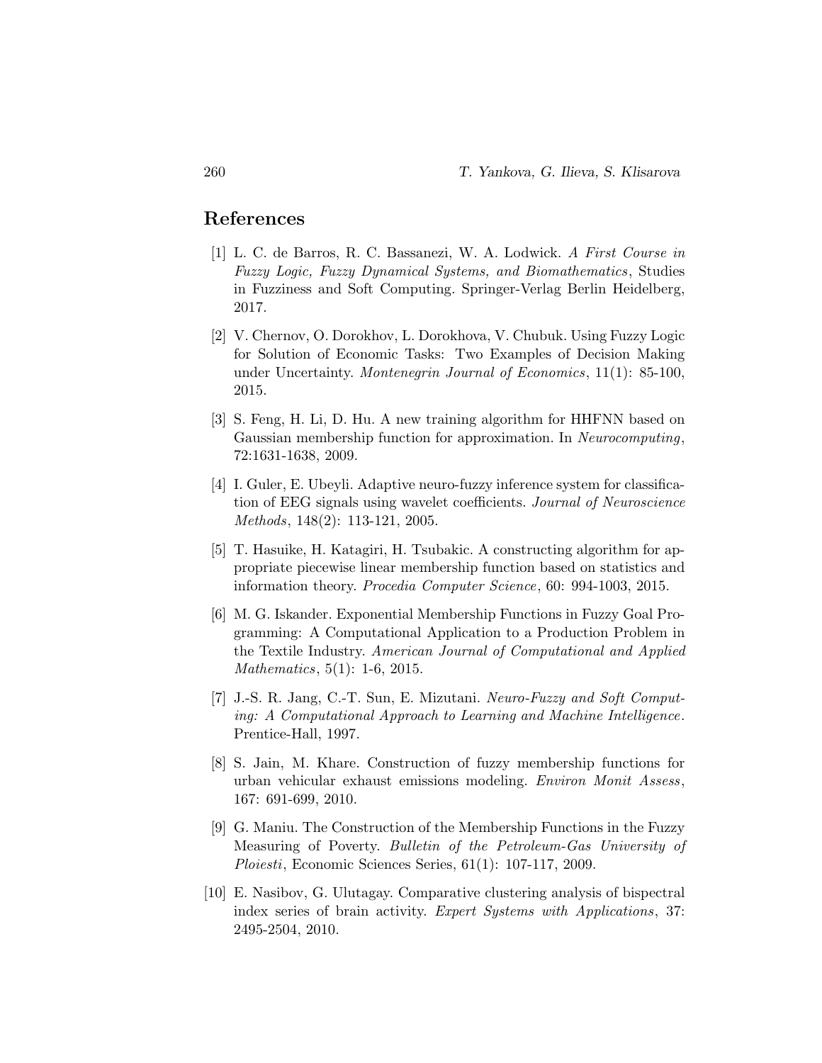## References

[1] L. C. de Barros, R. C. Bassanezi, W. A. Lodwick. *A First Course in Fuzzy Logic, Fuzzy Dynamical Systems, and Biomathematics*, Studies in Fuzziness and Soft Computing. Springer-Verlag Berlin Heidelberg, 2017.

[2] V. Chernov, O. Dorokhov, L. Dorokhova, V. Chubuk. Using Fuzzy Logic for Solution of Economic Tasks: Two Examples of Decision Making under Uncertainty. *Montenegrin Journal of Economics*, 11(1): 85-100, 2015.

[3] S. Feng, H. Li, D. Hu. A new training algorithm for HHFNN based on Gaussian membership function for approximation. In *Neurocomputing*, 72:1631-1638, 2009.

[4] I. Guler, E. Ubeyli. Adaptive neuro-fuzzy inference system for classification of EEG signals using wavelet coefficients. *Journal of Neuroscience Methods*, 148(2): 113-121, 2005.

[5] T. Hasuike, H. Katagiri, H. Tsubakic. A constructing algorithm for appropriate piecewise linear membership function based on statistics and information theory. *Procedia Computer Science*, 60: 994-1003, 2015.

[6] M. G. Iskander. Exponential Membership Functions in Fuzzy Goal Programming: A Computational Application to a Production Problem in the Textile Industry. *American Journal of Computational and Applied Mathematics*, 5(1): 1-6, 2015.

[7] J.-S. R. Jang, C.-T. Sun, E. Mizutani. *Neuro-Fuzzy and Soft Computing: A Computational Approach to Learning and Machine Intelligence*. Prentice-Hall, 1997.

[8] S. Jain, M. Khare. Construction of fuzzy membership functions for urban vehicular exhaust emissions modeling. *Environ Monit Assess*, 167: 691-699, 2010.

[9] G. Maniu. The Construction of the Membership Functions in the Fuzzy Measuring of Poverty. *Bulletin of the Petroleum-Gas University of Ploiesti*, Economic Sciences Series, 61(1): 107-117, 2009.

[10] E. Nasibov, G. Ulutagay. Comparative clustering analysis of bispectral index series of brain activity. *Expert Systems with Applications*, 37: 2495-2504, 2010.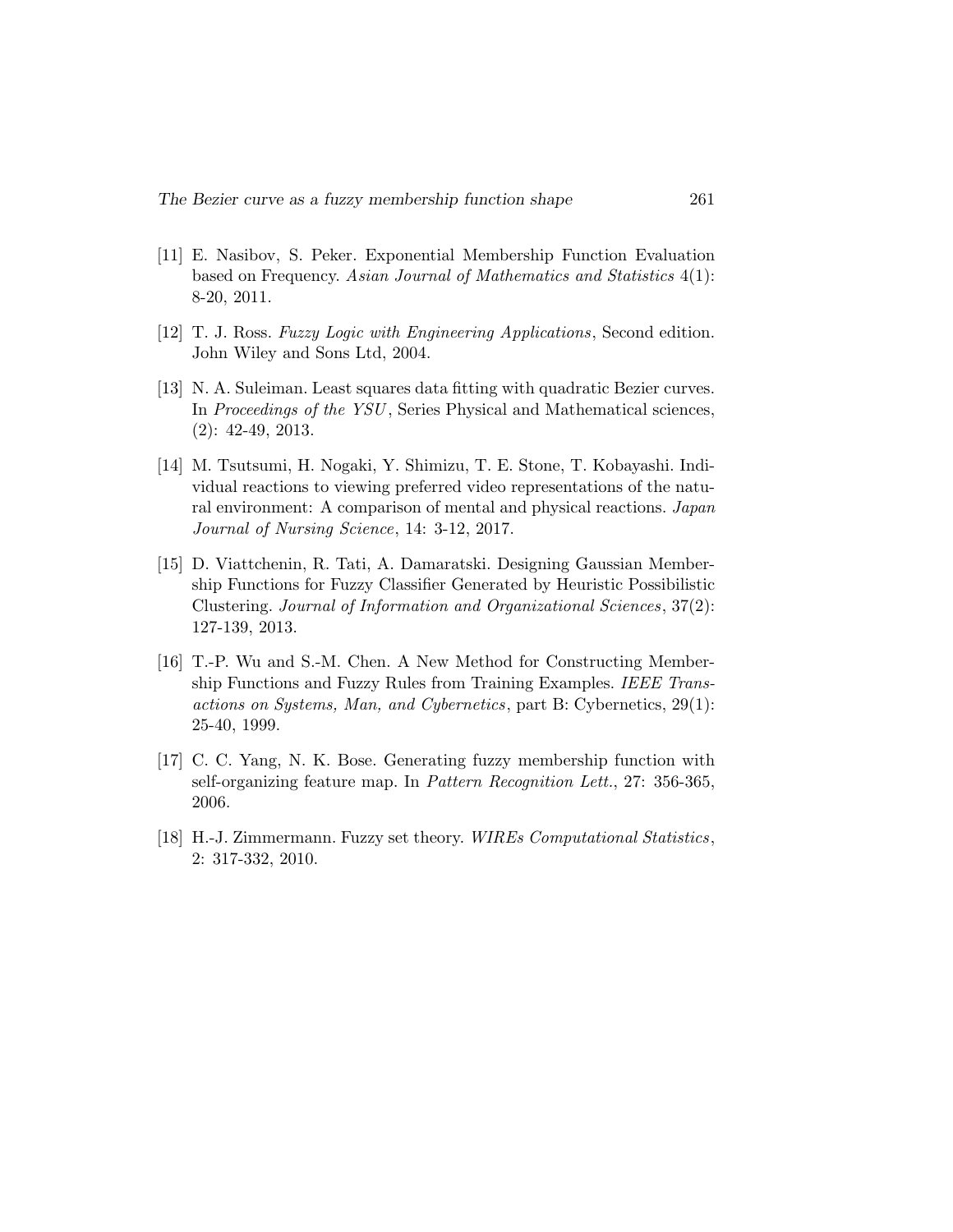[11] E. Nasibov, S. Peker. Exponential Membership Function Evaluation based on Frequency. *Asian Journal of Mathematics and Statistics* 4(1): 8-20, 2011.

[12] T. J. Ross. *Fuzzy Logic with Engineering Applications*, Second edition. John Wiley and Sons Ltd, 2004.

[13] N. A. Suleiman. Least squares data fitting with quadratic Bezier curves. In *Proceedings of the YSU*, Series Physical and Mathematical sciences, (2): 42-49, 2013.

[14] M. Tsutsumi, H. Nogaki, Y. Shimizu, T. E. Stone, T. Kobayashi. Individual reactions to viewing preferred video representations of the natural environment: A comparison of mental and physical reactions. *Japan Journal of Nursing Science*, 14: 3-12, 2017.

[15] D. Viattchenin, R. Tati, A. Damaratski. Designing Gaussian Membership Functions for Fuzzy Classifier Generated by Heuristic Possibilistic Clustering. *Journal of Information and Organizational Sciences*, 37(2): 127-139, 2013.

[16] T.-P. Wu and S.-M. Chen. A New Method for Constructing Membership Functions and Fuzzy Rules from Training Examples. *IEEE Transactions on Systems, Man, and Cybernetics*, part B: Cybernetics, 29(1): 25-40, 1999.

[17] C. C. Yang, N. K. Bose. Generating fuzzy membership function with self-organizing feature map. In *Pattern Recognition Lett.*, 27: 356-365, 2006.

[18] H.-J. Zimmermann. Fuzzy set theory. *WIREs Computational Statistics*, 2: 317-332, 2010.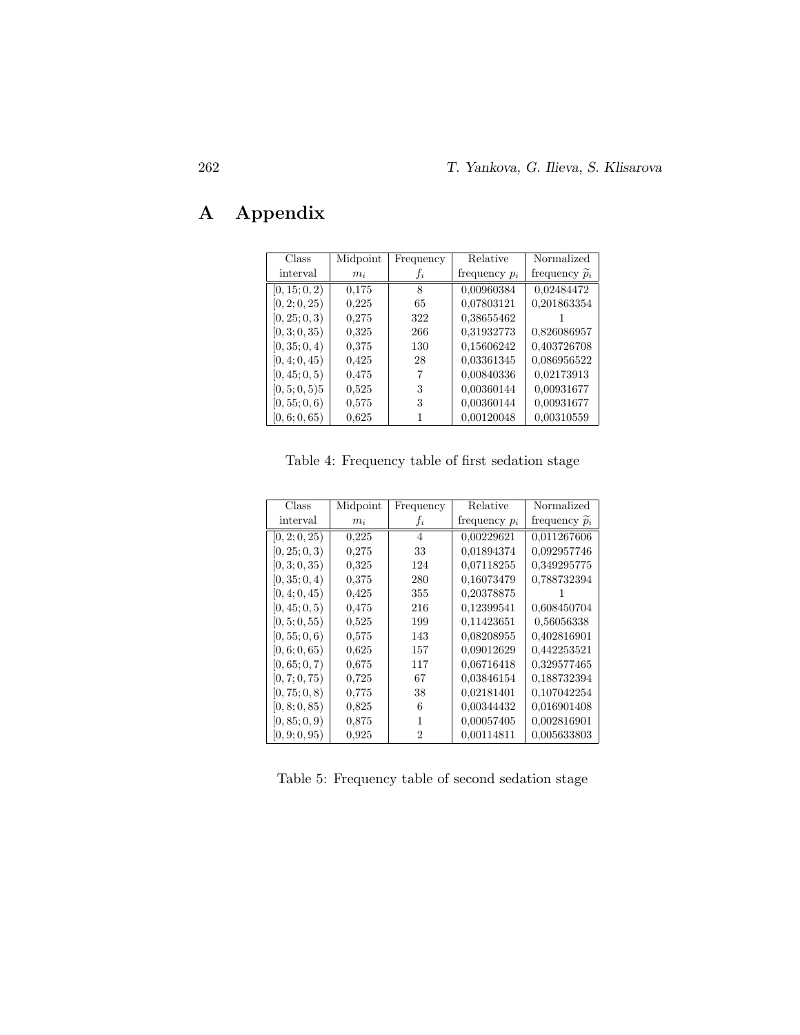# A Appendix

| Class interval | Midpoint $m_i$ | Frequency $f_i$ | Relative frequency $p_i$ | Normalized frequency $\widetilde{p}_i$ |
|---|---|---|---|---|
| $[0,15;0,2)$ | 0,175 | 8 | 0,00960384 | 0,02484472 |
| $[0,2;0,25)$ | 0,225 | 65 | 0,07803121 | 0,201863354 |
| $[0,25;0,3)$ | 0,275 | 322 | 0,38655462 | 1 |
| $[0,3;0,35)$ | 0,325 | 266 | 0,31932773 | 0,826086957 |
| $[0,35;0,4)$ | 0,375 | 130 | 0,15606242 | 0,403726708 |
| $[0,4;0,45)$ | 0,425 | 28 | 0,03361345 | 0,086956522 |
| $[0,45;0,5)$ | 0,475 | 7 | 0,00840336 | 0,02173913 |
| $[0,5;0,5)5$ | 0,525 | 3 | 0,00360144 | 0,00931677 |
| $[0,55;0,6)$ | 0,575 | 3 | 0,00360144 | 0,00931677 |
| $[0,6;0,65)$ | 0,625 | 1 | 0,00120048 | 0,00310559 |

Table 4: Frequency table of first sedation stage

| Class interval | Midpoint $m_i$ | Frequency $f_i$ | Relative frequency $p_i$ | Normalized frequency $\widetilde{p}_i$ |
|---|---|---|---|---|
| $[0,2;0,25)$ | 0,225 | 4 | 0,00229621 | 0,011267606 |
| $[0,25;0,3)$ | 0,275 | 33 | 0,01894374 | 0,092957746 |
| $[0,3;0,35)$ | 0,325 | 124 | 0,07118255 | 0,349295775 |
| $[0,35;0,4)$ | 0,375 | 280 | 0,16073479 | 0,788732394 |
| $[0,4;0,45)$ | 0,425 | 355 | 0,20378875 | 1 |
| $[0,45;0,5)$ | 0,475 | 216 | 0,12399541 | 0,608450704 |
| $[0,5;0,55)$ | 0,525 | 199 | 0,11423651 | 0,56056338 |
| $[0,55;0,6)$ | 0,575 | 143 | 0,08208955 | 0,402816901 |
| $[0,6;0,65)$ | 0,625 | 157 | 0,09012629 | 0,442253521 |
| $[0,65;0,7)$ | 0,675 | 117 | 0,06716418 | 0,329577465 |
| $[0,7;0,75)$ | 0,725 | 67 | 0,03846154 | 0,188732394 |
| $[0,75;0,8)$ | 0,775 | 38 | 0,02181401 | 0,107042254 |
| $[0,8;0,85)$ | 0,825 | 6 | 0,00344432 | 0,016901408 |
| $[0,85;0,9)$ | 0,875 | 1 | 0,00057405 | 0,002816901 |
| $[0,9;0,95)$ | 0,925 | 2 | 0,00114811 | 0,005633803 |

Table 5: Frequency table of second sedation stage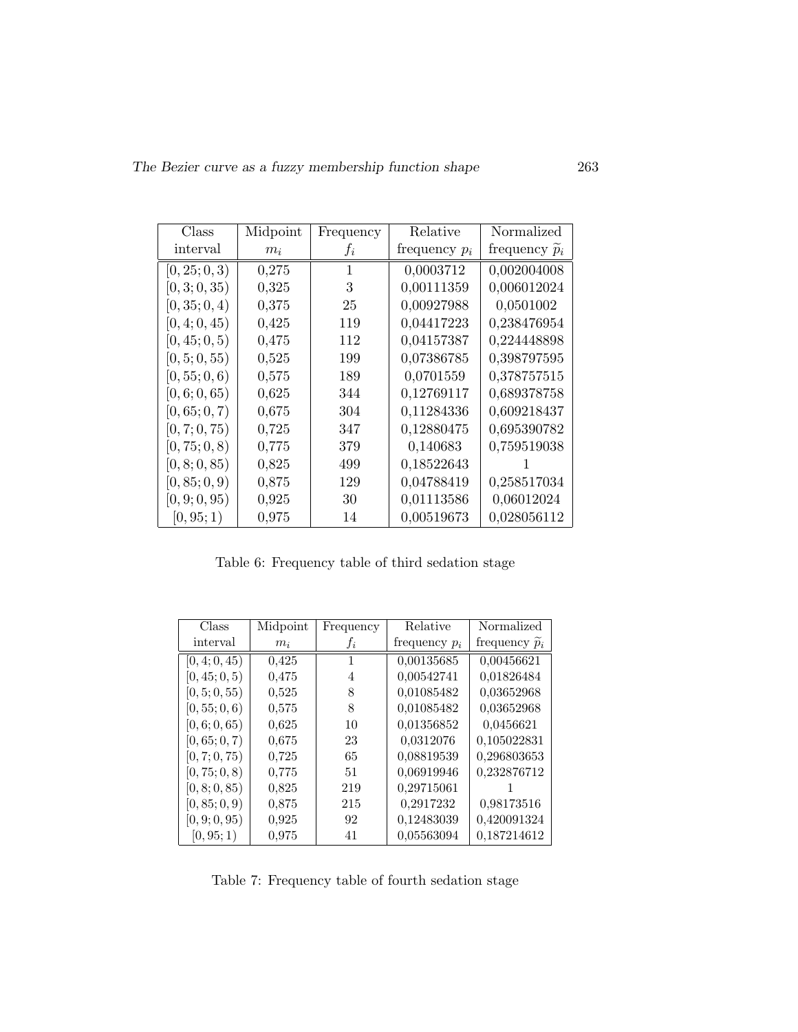| Class interval | Midpoint $m_i$ | Frequency $f_i$ | Relative frequency $p_i$ | Normalized frequency $\widetilde{p}_i$ |
|---|---|---|---|---|
| $[0,25;0,3)$ | 0,275 | 1 | 0,0003712 | 0,002004008 |
| $[0,3;0,35)$ | 0,325 | 3 | 0,00111359 | 0,006012024 |
| $[0,35;0,4)$ | 0,375 | 25 | 0,00927988 | 0,0501002 |
| $[0,4;0,45)$ | 0,425 | 119 | 0,04417223 | 0,238476954 |
| $[0,45;0,5)$ | 0,475 | 112 | 0,04157387 | 0,224448898 |
| $[0,5;0,55)$ | 0,525 | 199 | 0,07386785 | 0,398797595 |
| $[0,55;0,6)$ | 0,575 | 189 | 0,0701559 | 0,378757515 |
| $[0,6;0,65)$ | 0,625 | 344 | 0,12769117 | 0,689378758 |
| $[0,65;0,7)$ | 0,675 | 304 | 0,11284336 | 0,609218437 |
| $[0,7;0,75)$ | 0,725 | 347 | 0,12880475 | 0,695390782 |
| $[0,75;0,8)$ | 0,775 | 379 | 0,140683 | 0,759519038 |
| $[0,8;0,85)$ | 0,825 | 499 | 0,18522643 | 1 |
| $[0,85;0,9)$ | 0,875 | 129 | 0,04788419 | 0,258517034 |
| $[0,9;0,95)$ | 0,925 | 30 | 0,01113586 | 0,06012024 |
| $[0,95;1)$ | 0,975 | 14 | 0,00519673 | 0,028056112 |

Table 6: Frequency table of third sedation stage

| Class interval | Midpoint $m_i$ | Frequency $f_i$ | Relative frequency $p_i$ | Normalized frequency $\widetilde{p}_i$ |
|---|---|---|---|---|
| $[0,4;0,45)$ | 0,425 | 1 | 0,00135685 | 0,00456621 |
| $[0,45;0,5)$ | 0,475 | 4 | 0,00542741 | 0,01826484 |
| $[0,5;0,55)$ | 0,525 | 8 | 0,01085482 | 0,03652968 |
| $[0,55;0,6)$ | 0,575 | 8 | 0,01085482 | 0,03652968 |
| $[0,6;0,65)$ | 0,625 | 10 | 0,01356852 | 0,0456621 |
| $[0,65;0,7)$ | 0,675 | 23 | 0,0312076 | 0,105022831 |
| $[0,7;0,75)$ | 0,725 | 65 | 0,08819539 | 0,296803653 |
| $[0,75;0,8)$ | 0,775 | 51 | 0,06919946 | 0,232876712 |
| $[0,8;0,85)$ | 0,825 | 219 | 0,29715061 | 1 |
| $[0,85;0,9)$ | 0,875 | 215 | 0,2917232 | 0,98173516 |
| $[0,9;0,95)$ | 0,925 | 92 | 0,12483039 | 0,420091324 |
| $[0,95;1)$ | 0,975 | 41 | 0,05563094 | 0,187214612 |

Table 7: Frequency table of fourth sedation stage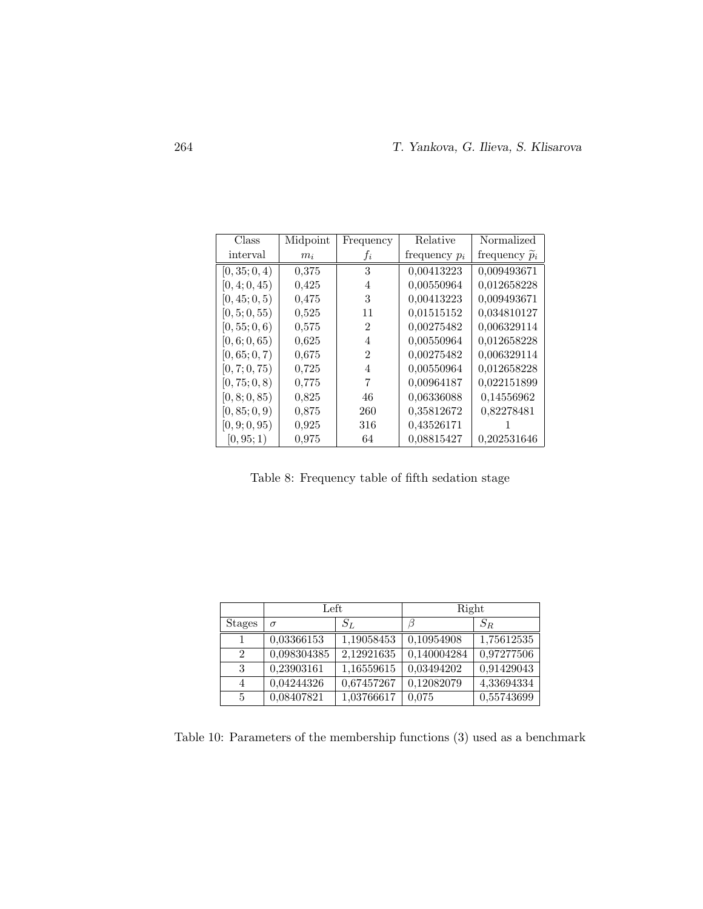| Class interval | Midpoint $m_i$ | Frequency $f_i$ | Relative frequency $p_i$ | Normalized frequency $\widetilde{p}_i$ |
|---|---|---|---|---|
| $[0,35;0,4)$ | 0,375 | 3 | 0,00413223 | 0,009493671 |
| $[0,4;0,45)$ | 0,425 | 4 | 0,00550964 | 0,012658228 |
| $[0,45;0,5)$ | 0,475 | 3 | 0,00413223 | 0,009493671 |
| $[0,5;0,55)$ | 0,525 | 11 | 0,01515152 | 0,034810127 |
| $[0,55;0,6)$ | 0,575 | 2 | 0,00275482 | 0,006329114 |
| $[0,6;0,65)$ | 0,625 | 4 | 0,00550964 | 0,012658228 |
| $[0,65;0,7)$ | 0,675 | 2 | 0,00275482 | 0,006329114 |
| $[0,7;0,75)$ | 0,725 | 4 | 0,00550964 | 0,012658228 |
| $[0,75;0,8)$ | 0,775 | 7 | 0,00964187 | 0,022151899 |
| $[0,8;0,85)$ | 0,825 | 46 | 0,06336088 | 0,14556962 |
| $[0,85;0,9)$ | 0,875 | 260 | 0,35812672 | 0,82278481 |
| $[0,9;0,95)$ | 0,925 | 316 | 0,43526171 | 1 |
| $[0,95;1)$ | 0,975 | 64 | 0,08815427 | 0,202531646 |

Table 8: Frequency table of fifth sedation stage

| | Left | | Right | |
|---|---|---|---|---|
| Stages | $\sigma$ | $S_L$ | $\beta$ | $S_R$ |
| 1 | 0,03366153 | 1,19058453 | 0,10954908 | 1,75612535 |
| 2 | 0,098304385 | 2,12921635 | 0,140004284 | 0,97277506 |
| 3 | 0,23903161 | 1,16559615 | 0,03494202 | 0,91429043 |
| 4 | 0,04244326 | 0,67457267 | 0,12082079 | 4,33694334 |
| 5 | 0,08407821 | 1,03766617 | 0,075 | 0,55743699 |

Table 10: Parameters of the membership functions (3) used as a benchmark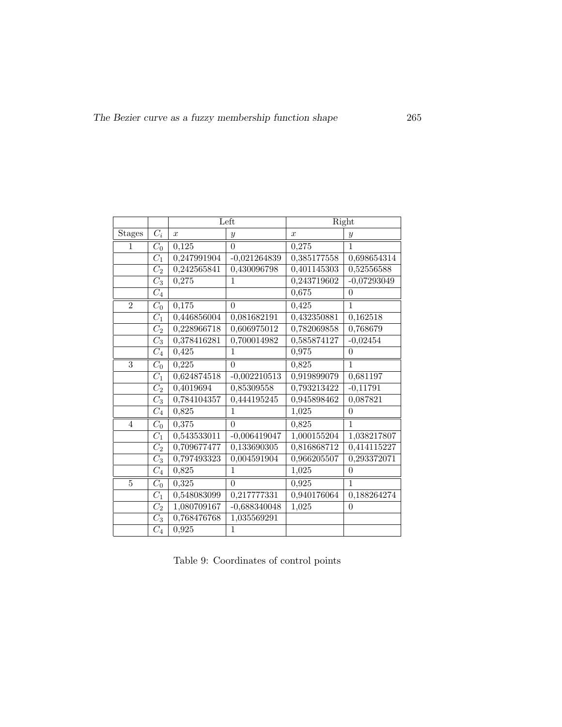| | | Left | | Right | |
|---|---|---|---|---|---|
| Stages | $C_i$ | $x$ | $y$ | $x$ | $y$ |
| 1 | $C_0$ | 0,125 | 0 | 0,275 | 1 |
| | $C_1$ | 0,247991904 | -0,021264839 | 0,385177558 | 0,698654314 |
| | $C_2$ | 0,242565841 | 0,430096798 | 0,401145303 | 0,52556588 |
| | $C_3$ | 0,275 | 1 | 0,243719602 | -0,07293049 |
| | $C_4$ | | | 0,675 | 0 |
| 2 | $C_0$ | 0,175 | 0 | 0,425 | 1 |
| | $C_1$ | 0,446856004 | 0,081682191 | 0,432350881 | 0,162518 |
| | $C_2$ | 0,228966718 | 0,606975012 | 0,782069858 | 0,768679 |
| | $C_3$ | 0,378416281 | 0,700014982 | 0,585874127 | -0,02454 |
| | $C_4$ | 0,425 | 1 | 0,975 | 0 |
| 3 | $C_0$ | 0,225 | 0 | 0,825 | 1 |
| | $C_1$ | 0,624874518 | -0,002210513 | 0,919899079 | 0,681197 |
| | $C_2$ | 0,4019694 | 0,85309558 | 0,793213422 | -0,11791 |
| | $C_3$ | 0,784104357 | 0,444195245 | 0,945898462 | 0,087821 |
| | $C_4$ | 0,825 | 1 | 1,025 | 0 |
| 4 | $C_0$ | 0,375 | 0 | 0,825 | 1 |
| | $C_1$ | 0,543533011 | -0,006419047 | 1,000155204 | 1,038217807 |
| | $C_2$ | 0,709677477 | 0,133690305 | 0,816868712 | 0,414115227 |
| | $C_3$ | 0,797493323 | 0,004591904 | 0,966205507 | 0,293372071 |
| | $C_4$ | 0,825 | 1 | 1,025 | 0 |
| 5 | $C_0$ | 0,325 | 0 | 0,925 | 1 |
| | $C_1$ | 0,548083099 | 0,217777331 | 0,940176064 | 0,188264274 |
| | $C_2$ | 1,080709167 | -0,688340048 | 1,025 | 0 |
| | $C_3$ | 0,768476768 | 1,035569291 | | |
| | $C_4$ | 0,925 | 1 | | |

Table 9: Coordinates of control points